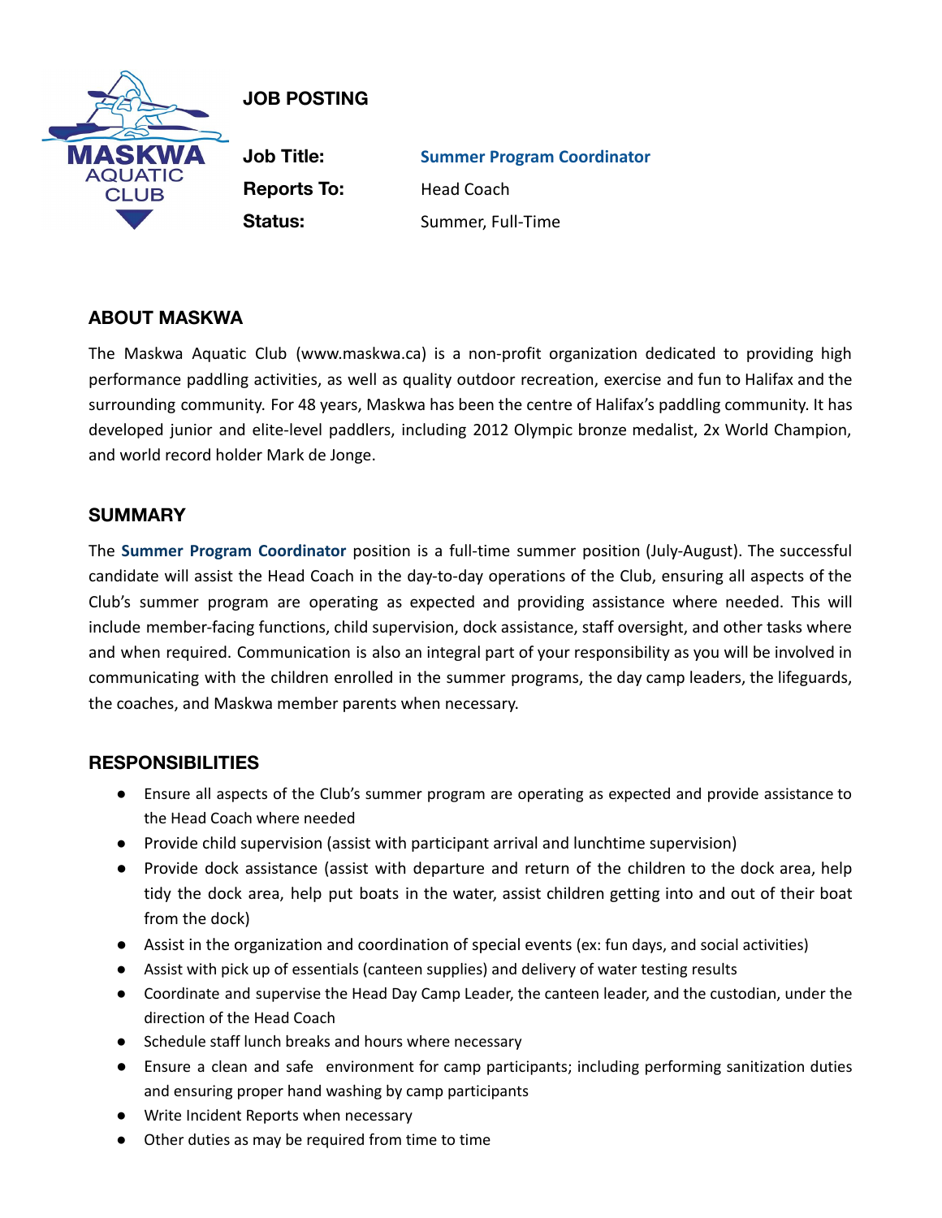MASKWA AQUATIC CLUB

# JOB POSTING

**Job Title:** **Summer Program Coordinator**
**Reports To:** Head Coach
**Status:** Summer, Full-Time

## ABOUT MASKWA

The Maskwa Aquatic Club (www.maskwa.ca) is a non-profit organization dedicated to providing high performance paddling activities, as well as quality outdoor recreation, exercise and fun to Halifax and the surrounding community. For 48 years, Maskwa has been the centre of Halifax's paddling community. It has developed junior and elite-level paddlers, including 2012 Olympic bronze medalist, 2x World Champion, and world record holder Mark de Jonge.

## SUMMARY

The **Summer Program Coordinator** position is a full-time summer position (July-August). The successful candidate will assist the Head Coach in the day-to-day operations of the Club, ensuring all aspects of the Club's summer program are operating as expected and providing assistance where needed. This will include member-facing functions, child supervision, dock assistance, staff oversight, and other tasks where and when required. Communication is also an integral part of your responsibility as you will be involved in communicating with the children enrolled in the summer programs, the day camp leaders, the lifeguards, the coaches, and Maskwa member parents when necessary.

## RESPONSIBILITIES

- Ensure all aspects of the Club's summer program are operating as expected and provide assistance to the Head Coach where needed
- Provide child supervision (assist with participant arrival and lunchtime supervision)
- Provide dock assistance (assist with departure and return of the children to the dock area, help tidy the dock area, help put boats in the water, assist children getting into and out of their boat from the dock)
- Assist in the organization and coordination of special events (ex: fun days, and social activities)
- Assist with pick up of essentials (canteen supplies) and delivery of water testing results
- Coordinate and supervise the Head Day Camp Leader, the canteen leader, and the custodian, under the direction of the Head Coach
- Schedule staff lunch breaks and hours where necessary
- Ensure a clean and safe environment for camp participants; including performing sanitization duties and ensuring proper hand washing by camp participants
- Write Incident Reports when necessary
- Other duties as may be required from time to time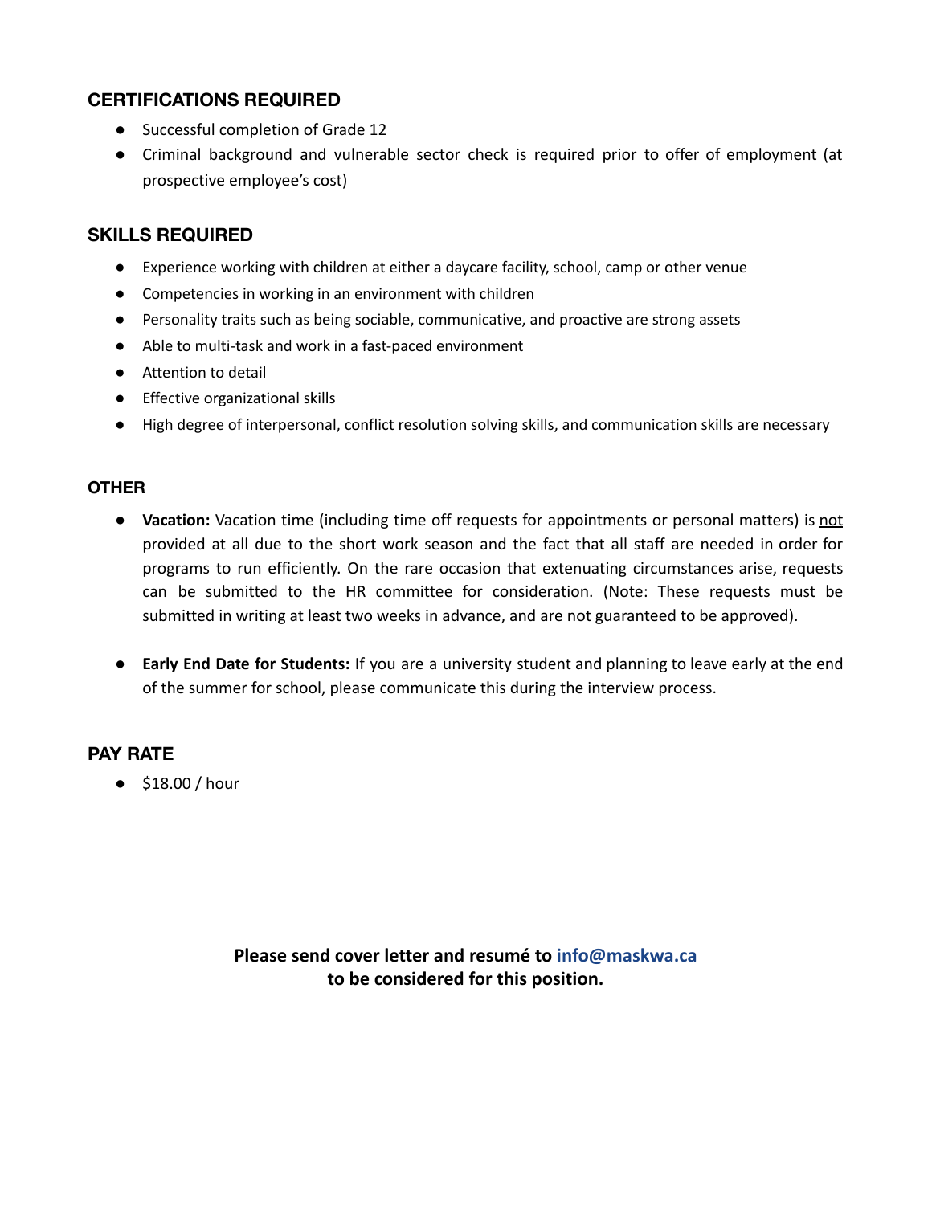### CERTIFICATIONS REQUIRED

- Successful completion of Grade 12
- Criminal background and vulnerable sector check is required prior to offer of employment (at prospective employee's cost)

### SKILLS REQUIRED

- Experience working with children at either a daycare facility, school, camp or other venue
- Competencies in working in an environment with children
- Personality traits such as being sociable, communicative, and proactive are strong assets
- Able to multi-task and work in a fast-paced environment
- Attention to detail
- Effective organizational skills
- High degree of interpersonal, conflict resolution solving skills, and communication skills are necessary

### OTHER

- **Vacation:** Vacation time (including time off requests for appointments or personal matters) is <u>not</u> provided at all due to the short work season and the fact that all staff are needed in order for programs to run efficiently. On the rare occasion that extenuating circumstances arise, requests can be submitted to the HR committee for consideration. (Note: These requests must be submitted in writing at least two weeks in advance, and are not guaranteed to be approved).

- **Early End Date for Students:** If you are a university student and planning to leave early at the end of the summer for school, please communicate this during the interview process.

### PAY RATE

- $18.00 / hour

**Please send cover letter and resumé to info@maskwa.ca to be considered for this position.**